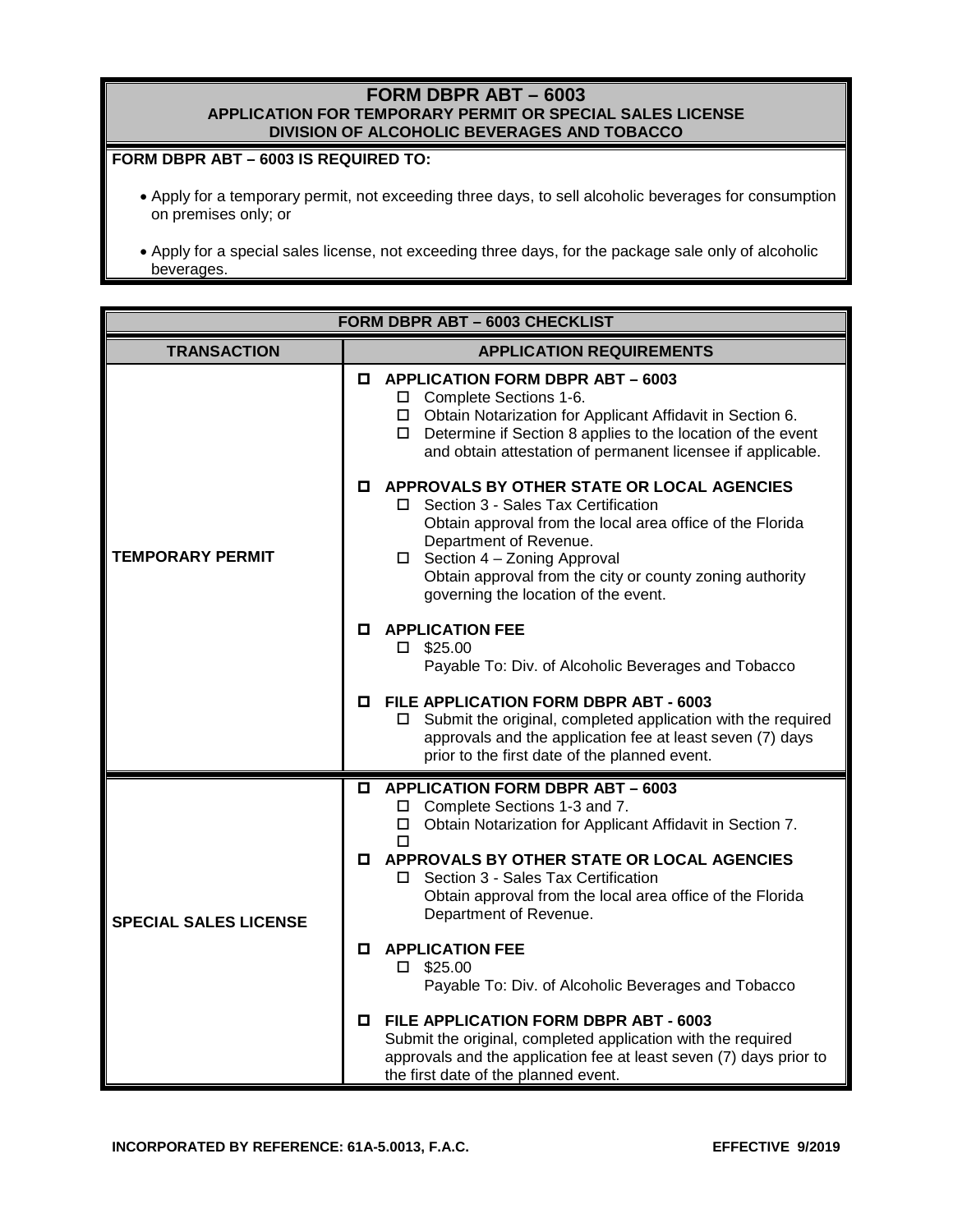# FORM DBPR ABT – 6003

## APPLICATION FOR TEMPORARY PERMIT OR SPECIAL SALES LICENSE

## DIVISION OF ALCOHOLIC BEVERAGES AND TOBACCO

**FORM DBPR ABT – 6003 IS REQUIRED TO:**

- Apply for a temporary permit, not exceeding three days, to sell alcoholic beverages for consumption on premises only; or
- Apply for a special sales license, not exceeding three days, for the package sale only of alcoholic beverages.

**FORM DBPR ABT – 6003 CHECKLIST**

| TRANSACTION | APPLICATION REQUIREMENTS |
|---|---|
| **TEMPORARY PERMIT** | ☐ **APPLICATION FORM DBPR ABT – 6003**<br>☐ Complete Sections 1-6.<br>☐ Obtain Notarization for Applicant Affidavit in Section 6.<br>☐ Determine if Section 8 applies to the location of the event and obtain attestation of permanent licensee if applicable.<br><br>☐ **APPROVALS BY OTHER STATE OR LOCAL AGENCIES**<br>☐ Section 3 - Sales Tax Certification<br>Obtain approval from the local area office of the Florida Department of Revenue.<br>☐ Section 4 – Zoning Approval<br>Obtain approval from the city or county zoning authority governing the location of the event.<br><br>☐ **APPLICATION FEE**<br>☐ $25.00<br>Payable To: Div. of Alcoholic Beverages and Tobacco<br><br>☐ **FILE APPLICATION FORM DBPR ABT - 6003**<br>☐ Submit the original, completed application with the required approvals and the application fee at least seven (7) days prior to the first date of the planned event. |
| **SPECIAL SALES LICENSE** | ☐ **APPLICATION FORM DBPR ABT – 6003**<br>☐ Complete Sections 1-3 and 7.<br>☐ Obtain Notarization for Applicant Affidavit in Section 7.<br>☐<br><br>☐ **APPROVALS BY OTHER STATE OR LOCAL AGENCIES**<br>☐ Section 3 - Sales Tax Certification<br>Obtain approval from the local area office of the Florida Department of Revenue.<br><br>☐ **APPLICATION FEE**<br>☐ $25.00<br>Payable To: Div. of Alcoholic Beverages and Tobacco<br><br>☐ **FILE APPLICATION FORM DBPR ABT - 6003**<br>Submit the original, completed application with the required approvals and the application fee at least seven (7) days prior to the first date of the planned event. |

**INCORPORATED BY REFERENCE: 61A-5.0013, F.A.C.** **EFFECTIVE 9/2019**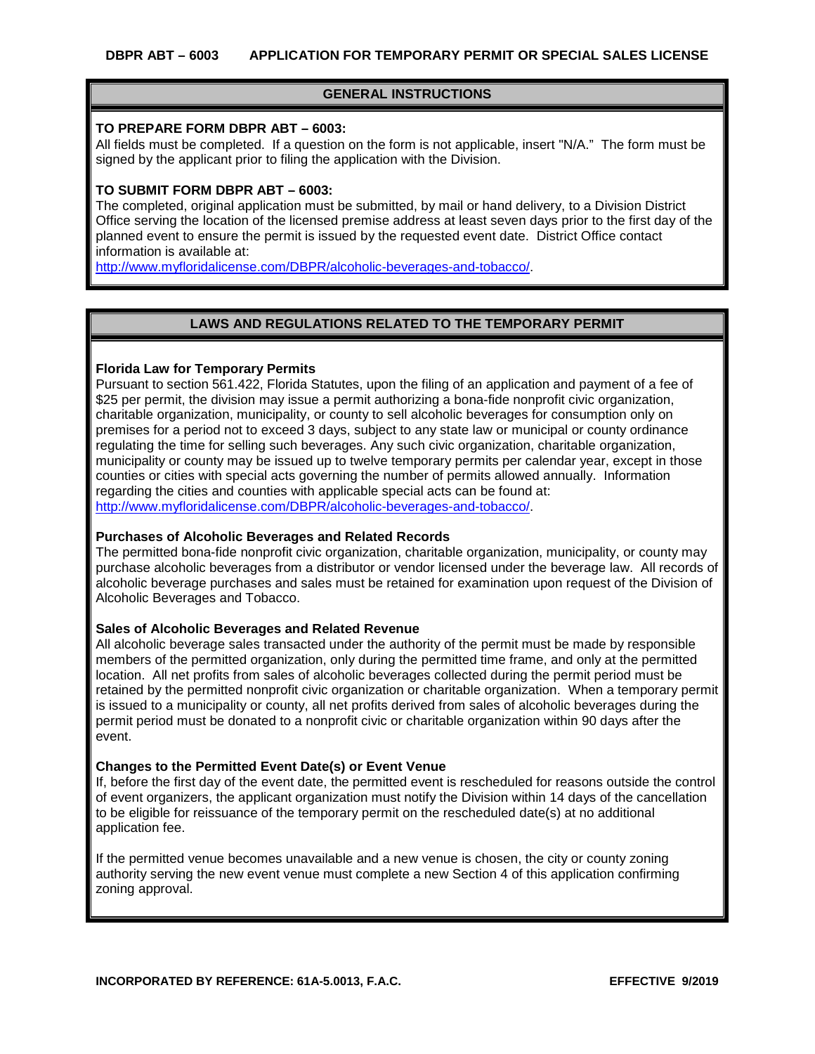## DBPR ABT – 6003 APPLICATION FOR TEMPORARY PERMIT OR SPECIAL SALES LICENSE

### GENERAL INSTRUCTIONS

**TO PREPARE FORM DBPR ABT – 6003:**
All fields must be completed. If a question on the form is not applicable, insert "N/A." The form must be signed by the applicant prior to filing the application with the Division.

**TO SUBMIT FORM DBPR ABT – 6003:**
The completed, original application must be submitted, by mail or hand delivery, to a Division District Office serving the location of the licensed premise address at least seven days prior to the first day of the planned event to ensure the permit is issued by the requested event date. District Office contact information is available at:
http://www.myfloridalicense.com/DBPR/alcoholic-beverages-and-tobacco/.

### LAWS AND REGULATIONS RELATED TO THE TEMPORARY PERMIT

**Florida Law for Temporary Permits**
Pursuant to section 561.422, Florida Statutes, upon the filing of an application and payment of a fee of $25 per permit, the division may issue a permit authorizing a bona-fide nonprofit civic organization, charitable organization, municipality, or county to sell alcoholic beverages for consumption only on premises for a period not to exceed 3 days, subject to any state law or municipal or county ordinance regulating the time for selling such beverages. Any such civic organization, charitable organization, municipality or county may be issued up to twelve temporary permits per calendar year, except in those counties or cities with special acts governing the number of permits allowed annually. Information regarding the cities and counties with applicable special acts can be found at:
http://www.myfloridalicense.com/DBPR/alcoholic-beverages-and-tobacco/.

**Purchases of Alcoholic Beverages and Related Records**
The permitted bona-fide nonprofit civic organization, charitable organization, municipality, or county may purchase alcoholic beverages from a distributor or vendor licensed under the beverage law. All records of alcoholic beverage purchases and sales must be retained for examination upon request of the Division of Alcoholic Beverages and Tobacco.

**Sales of Alcoholic Beverages and Related Revenue**
All alcoholic beverage sales transacted under the authority of the permit must be made by responsible members of the permitted organization, only during the permitted time frame, and only at the permitted location. All net profits from sales of alcoholic beverages collected during the permit period must be retained by the permitted nonprofit civic organization or charitable organization. When a temporary permit is issued to a municipality or county, all net profits derived from sales of alcoholic beverages during the permit period must be donated to a nonprofit civic or charitable organization within 90 days after the event.

**Changes to the Permitted Event Date(s) or Event Venue**
If, before the first day of the event date, the permitted event is rescheduled for reasons outside the control of event organizers, the applicant organization must notify the Division within 14 days of the cancellation to be eligible for reissuance of the temporary permit on the rescheduled date(s) at no additional application fee.

If the permitted venue becomes unavailable and a new venue is chosen, the city or county zoning authority serving the new event venue must complete a new Section 4 of this application confirming zoning approval.

INCORPORATED BY REFERENCE: 61A-5.0013, F.A.C. EFFECTIVE 9/2019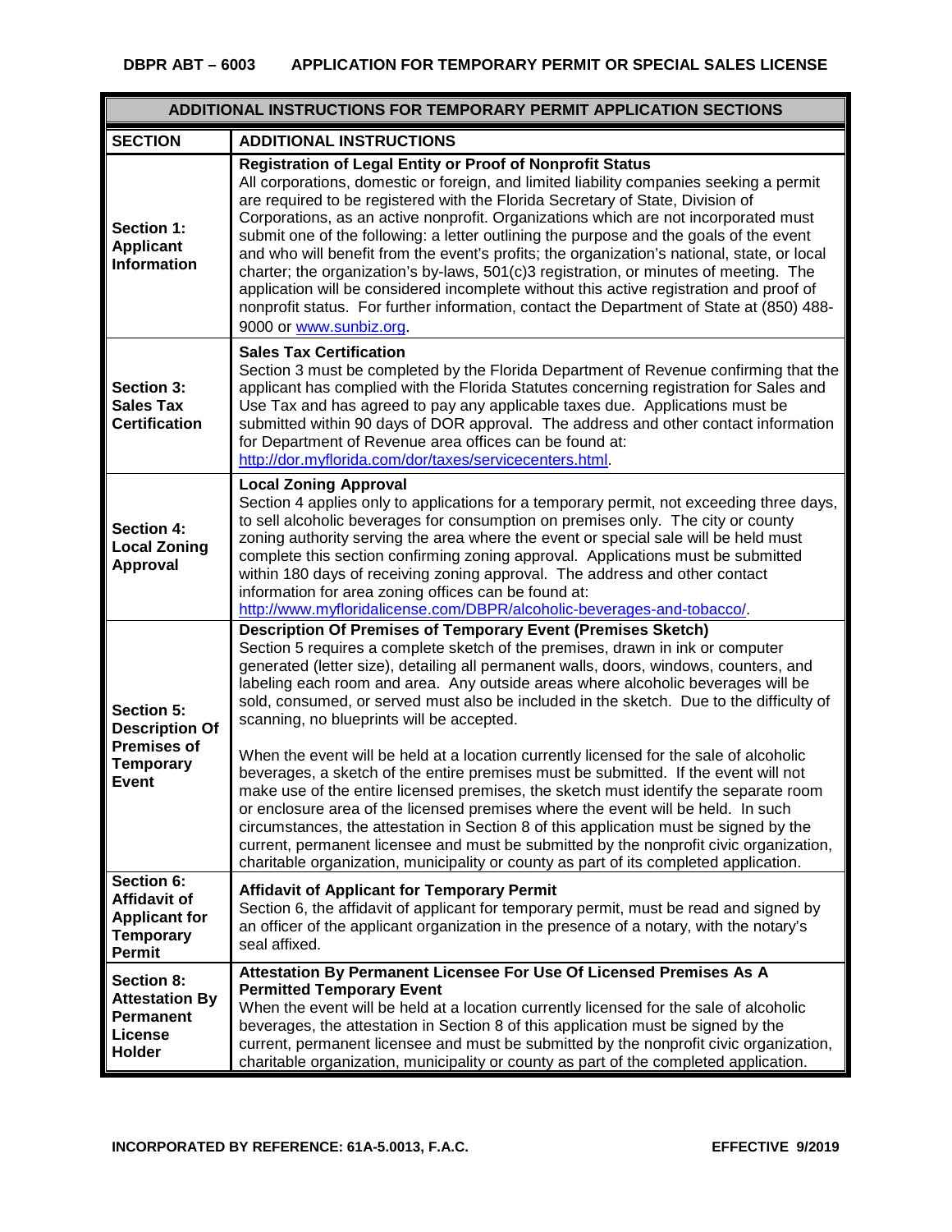# DBPR ABT – 6003 APPLICATION FOR TEMPORARY PERMIT OR SPECIAL SALES LICENSE

| ADDITIONAL INSTRUCTIONS FOR TEMPORARY PERMIT APPLICATION SECTIONS | |
|---|---|
| **SECTION** | **ADDITIONAL INSTRUCTIONS** |
| **Section 1: Applicant Information** | **Registration of Legal Entity or Proof of Nonprofit Status**<br>All corporations, domestic or foreign, and limited liability companies seeking a permit are required to be registered with the Florida Secretary of State, Division of Corporations, as an active nonprofit. Organizations which are not incorporated must submit one of the following: a letter outlining the purpose and the goals of the event and who will benefit from the event's profits; the organization's national, state, or local charter; the organization's by-laws, 501(c)3 registration, or minutes of meeting. The application will be considered incomplete without this active registration and proof of nonprofit status. For further information, contact the Department of State at (850) 488-9000 or www.sunbiz.org. |
| **Section 3: Sales Tax Certification** | **Sales Tax Certification**<br>Section 3 must be completed by the Florida Department of Revenue confirming that the applicant has complied with the Florida Statutes concerning registration for Sales and Use Tax and has agreed to pay any applicable taxes due. Applications must be submitted within 90 days of DOR approval. The address and other contact information for Department of Revenue area offices can be found at: http://dor.myflorida.com/dor/taxes/servicecenters.html. |
| **Section 4: Local Zoning Approval** | **Local Zoning Approval**<br>Section 4 applies only to applications for a temporary permit, not exceeding three days, to sell alcoholic beverages for consumption on premises only. The city or county zoning authority serving the area where the event or special sale will be held must complete this section confirming zoning approval. Applications must be submitted within 180 days of receiving zoning approval. The address and other contact information for area zoning offices can be found at: http://www.myfloridalicense.com/DBPR/alcoholic-beverages-and-tobacco/. |
| **Section 5: Description Of Premises of Temporary Event** | **Description Of Premises of Temporary Event (Premises Sketch)**<br>Section 5 requires a complete sketch of the premises, drawn in ink or computer generated (letter size), detailing all permanent walls, doors, windows, counters, and labeling each room and area. Any outside areas where alcoholic beverages will be sold, consumed, or served must also be included in the sketch. Due to the difficulty of scanning, no blueprints will be accepted.<br><br>When the event will be held at a location currently licensed for the sale of alcoholic beverages, a sketch of the entire premises must be submitted. If the event will not make use of the entire licensed premises, the sketch must identify the separate room or enclosure area of the licensed premises where the event will be held. In such circumstances, the attestation in Section 8 of this application must be signed by the current, permanent licensee and must be submitted by the nonprofit civic organization, charitable organization, municipality or county as part of its completed application. |
| **Section 6: Affidavit of Applicant for Temporary Permit** | **Affidavit of Applicant for Temporary Permit**<br>Section 6, the affidavit of applicant for temporary permit, must be read and signed by an officer of the applicant organization in the presence of a notary, with the notary's seal affixed. |
| **Section 8: Attestation By Permanent License Holder** | **Attestation By Permanent Licensee For Use Of Licensed Premises As A Permitted Temporary Event**<br>When the event will be held at a location currently licensed for the sale of alcoholic beverages, the attestation in Section 8 of this application must be signed by the current, permanent licensee and must be submitted by the nonprofit civic organization, charitable organization, municipality or county as part of the completed application. |

INCORPORATED BY REFERENCE: 61A-5.0013, F.A.C. EFFECTIVE 9/2019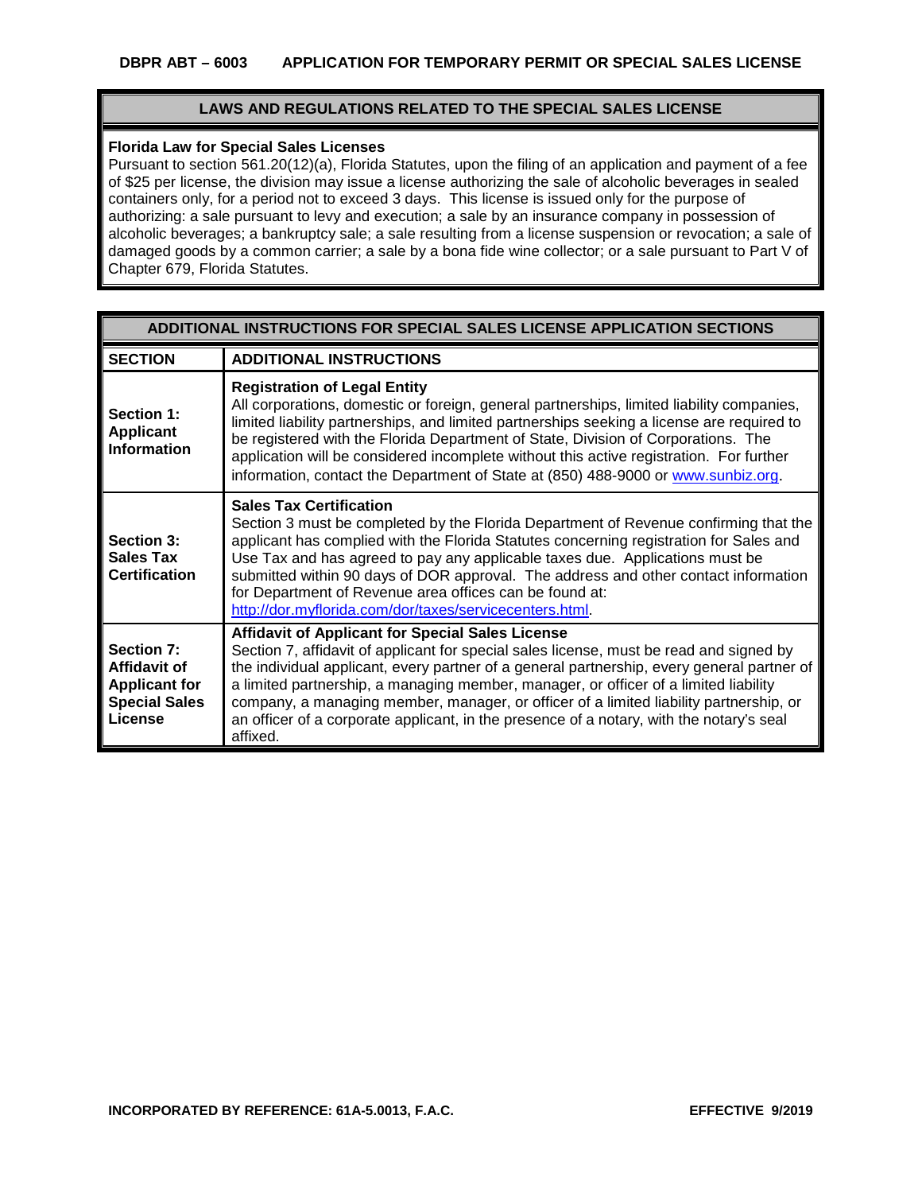# DBPR ABT – 6003 APPLICATION FOR TEMPORARY PERMIT OR SPECIAL SALES LICENSE

## LAWS AND REGULATIONS RELATED TO THE SPECIAL SALES LICENSE

**Florida Law for Special Sales Licenses**

Pursuant to section 561.20(12)(a), Florida Statutes, upon the filing of an application and payment of a fee of $25 per license, the division may issue a license authorizing the sale of alcoholic beverages in sealed containers only, for a period not to exceed 3 days. This license is issued only for the purpose of authorizing: a sale pursuant to levy and execution; a sale by an insurance company in possession of alcoholic beverages; a bankruptcy sale; a sale resulting from a license suspension or revocation; a sale of damaged goods by a common carrier; a sale by a bona fide wine collector; or a sale pursuant to Part V of Chapter 679, Florida Statutes.

## ADDITIONAL INSTRUCTIONS FOR SPECIAL SALES LICENSE APPLICATION SECTIONS

| SECTION | ADDITIONAL INSTRUCTIONS |
|---|---|
| **Section 1: Applicant Information** | **Registration of Legal Entity** All corporations, domestic or foreign, general partnerships, limited liability companies, limited liability partnerships, and limited partnerships seeking a license are required to be registered with the Florida Department of State, Division of Corporations. The application will be considered incomplete without this active registration. For further information, contact the Department of State at (850) 488-9000 or www.sunbiz.org. |
| **Section 3: Sales Tax Certification** | **Sales Tax Certification** Section 3 must be completed by the Florida Department of Revenue confirming that the applicant has complied with the Florida Statutes concerning registration for Sales and Use Tax and has agreed to pay any applicable taxes due. Applications must be submitted within 90 days of DOR approval. The address and other contact information for Department of Revenue area offices can be found at: http://dor.myflorida.com/dor/taxes/servicecenters.html. |
| **Section 7: Affidavit of Applicant for Special Sales License** | **Affidavit of Applicant for Special Sales License** Section 7, affidavit of applicant for special sales license, must be read and signed by the individual applicant, every partner of a general partnership, every general partner of a limited partnership, a managing member, manager, or officer of a limited liability company, a managing member, manager, or officer of a limited liability partnership, or an officer of a corporate applicant, in the presence of a notary, with the notary's seal affixed. |

INCORPORATED BY REFERENCE: 61A-5.0013, F.A.C. EFFECTIVE 9/2019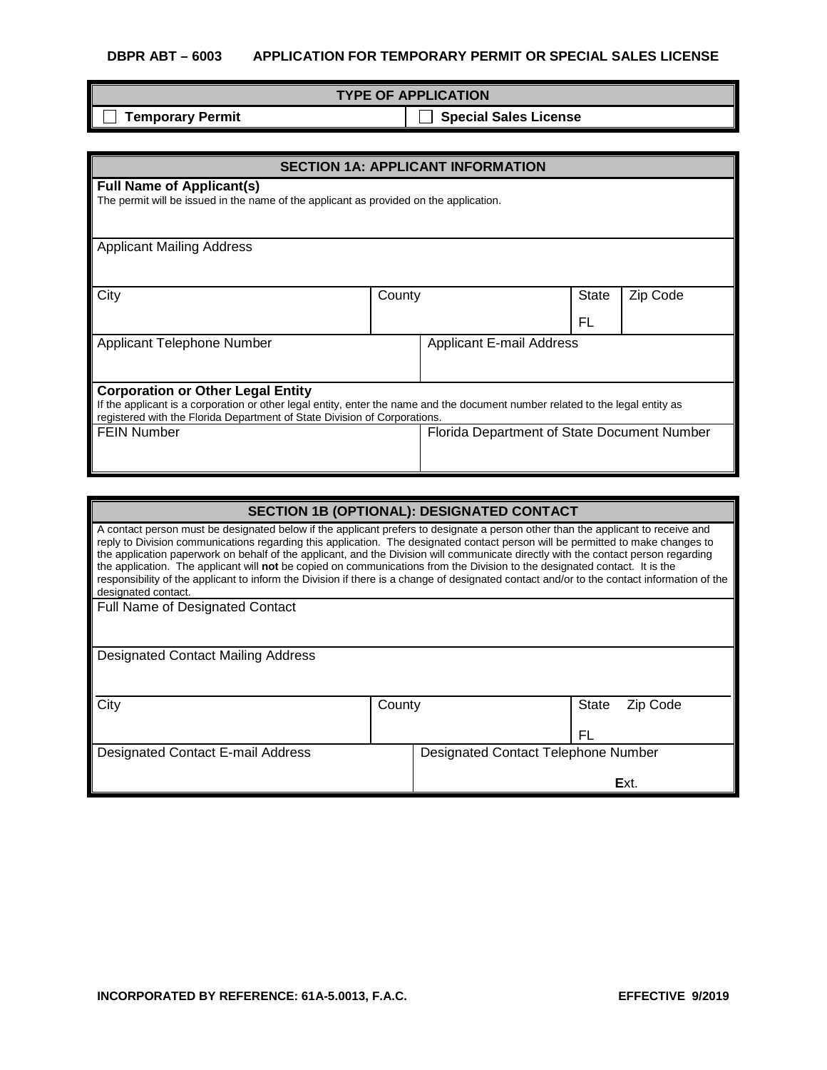**DBPR ABT – 6003 APPLICATION FOR TEMPORARY PERMIT OR SPECIAL SALES LICENSE**

| TYPE OF APPLICATION | |
|---|---|
| ☐ **Temporary Permit** | ☐ **Special Sales License** |

## SECTION 1A: APPLICANT INFORMATION

**Full Name of Applicant(s)**
The permit will be issued in the name of the applicant as provided on the application.

| Applicant Mailing Address | | | |
|---|---|---|---|
| City | County | State FL | Zip Code |

| Applicant Telephone Number | Applicant E-mail Address |
|---|---|

**Corporation or Other Legal Entity**
If the applicant is a corporation or other legal entity, enter the name and the document number related to the legal entity as registered with the Florida Department of State Division of Corporations.

| FEIN Number | Florida Department of State Document Number |
|---|---|

## SECTION 1B (OPTIONAL): DESIGNATED CONTACT

A contact person must be designated below if the applicant prefers to designate a person other than the applicant to receive and reply to Division communications regarding this application. The designated contact person will be permitted to make changes to the application paperwork on behalf of the applicant, and the Division will communicate directly with the contact person regarding the application. The applicant will **not** be copied on communications from the Division to the designated contact. It is the responsibility of the applicant to inform the Division if there is a change of designated contact and/or to the contact information of the designated contact.

Full Name of Designated Contact

| Designated Contact Mailing Address | | | |
|---|---|---|---|
| City | County | State FL | Zip Code |

| Designated Contact E-mail Address | Designated Contact Telephone Number Ext. |
|---|---|

**INCORPORATED BY REFERENCE: 61A-5.0013, F.A.C.** **EFFECTIVE 9/2019**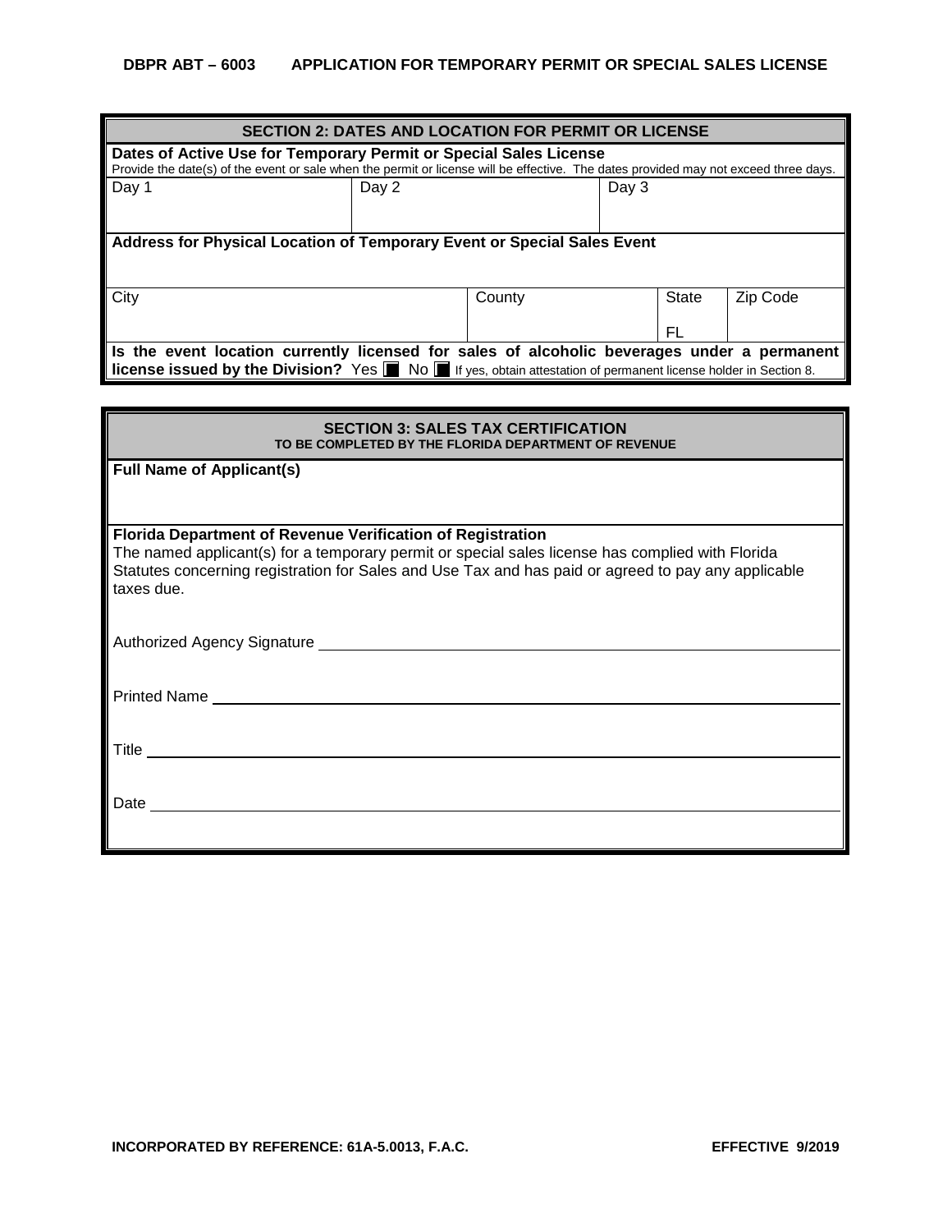DBPR ABT – 6003    APPLICATION FOR TEMPORARY PERMIT OR SPECIAL SALES LICENSE

## SECTION 2: DATES AND LOCATION FOR PERMIT OR LICENSE

**Dates of Active Use for Temporary Permit or Special Sales License**
Provide the date(s) of the event or sale when the permit or license will be effective. The dates provided may not exceed three days.

| Day 1 | Day 2 | Day 3 |
|---|---|---|
| | | |

**Address for Physical Location of Temporary Event or Special Sales Event**

| City | County | State | Zip Code |
|---|---|---|---|
| | | FL | |

**Is the event location currently licensed for sales of alcoholic beverages under a permanent license issued by the Division?** Yes ☐ No ☐ If yes, obtain attestation of permanent license holder in Section 8.

## SECTION 3: SALES TAX CERTIFICATION

**TO BE COMPLETED BY THE FLORIDA DEPARTMENT OF REVENUE**

**Full Name of Applicant(s)**

**Florida Department of Revenue Verification of Registration**
The named applicant(s) for a temporary permit or special sales license has complied with Florida Statutes concerning registration for Sales and Use Tax and has paid or agreed to pay any applicable taxes due.

Authorized Agency Signature ______________________________

Printed Name ______________________________

Title ______________________________

Date ______________________________

INCORPORATED BY REFERENCE: 61A-5.0013, F.A.C.    EFFECTIVE 9/2019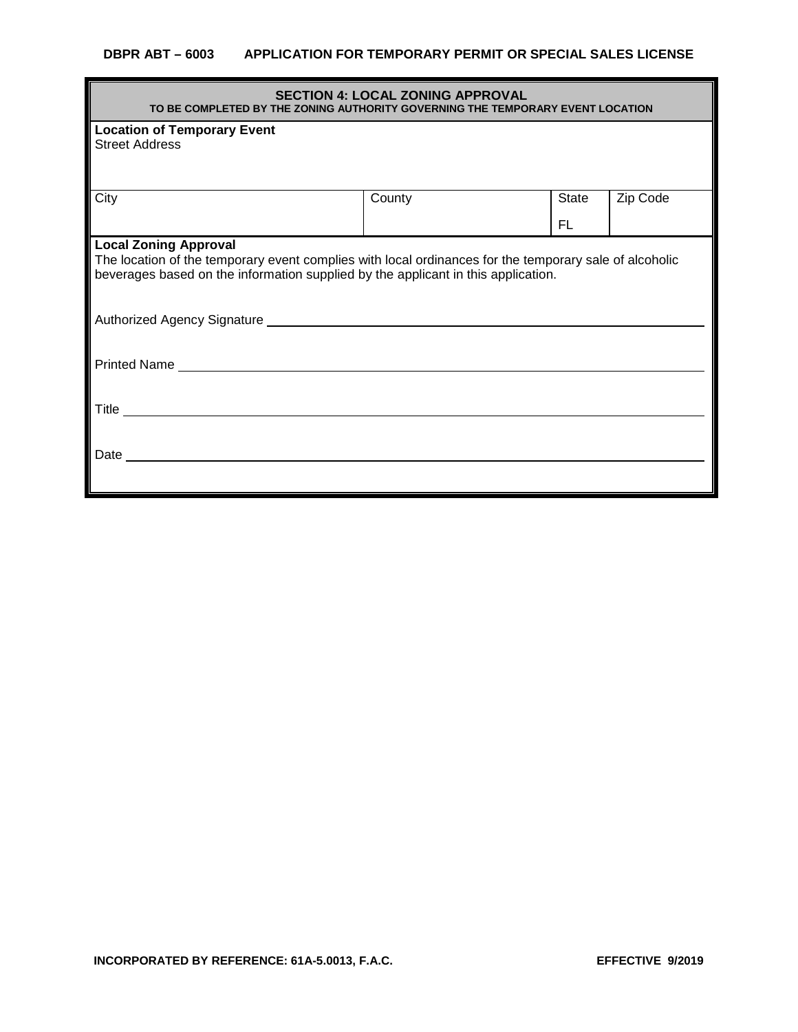**DBPR ABT – 6003 APPLICATION FOR TEMPORARY PERMIT OR SPECIAL SALES LICENSE**

## SECTION 4: LOCAL ZONING APPROVAL

**TO BE COMPLETED BY THE ZONING AUTHORITY GOVERNING THE TEMPORARY EVENT LOCATION**

**Location of Temporary Event**

Street Address

| City | County | State | Zip Code |
|---|---|---|---|
| | | FL | |

**Local Zoning Approval**

The location of the temporary event complies with local ordinances for the temporary sale of alcoholic beverages based on the information supplied by the applicant in this application.

Authorized Agency Signature ______________________________

Printed Name ______________________________

Title ______________________________

Date ______________________________

**INCORPORATED BY REFERENCE: 61A-5.0013, F.A.C.** **EFFECTIVE 9/2019**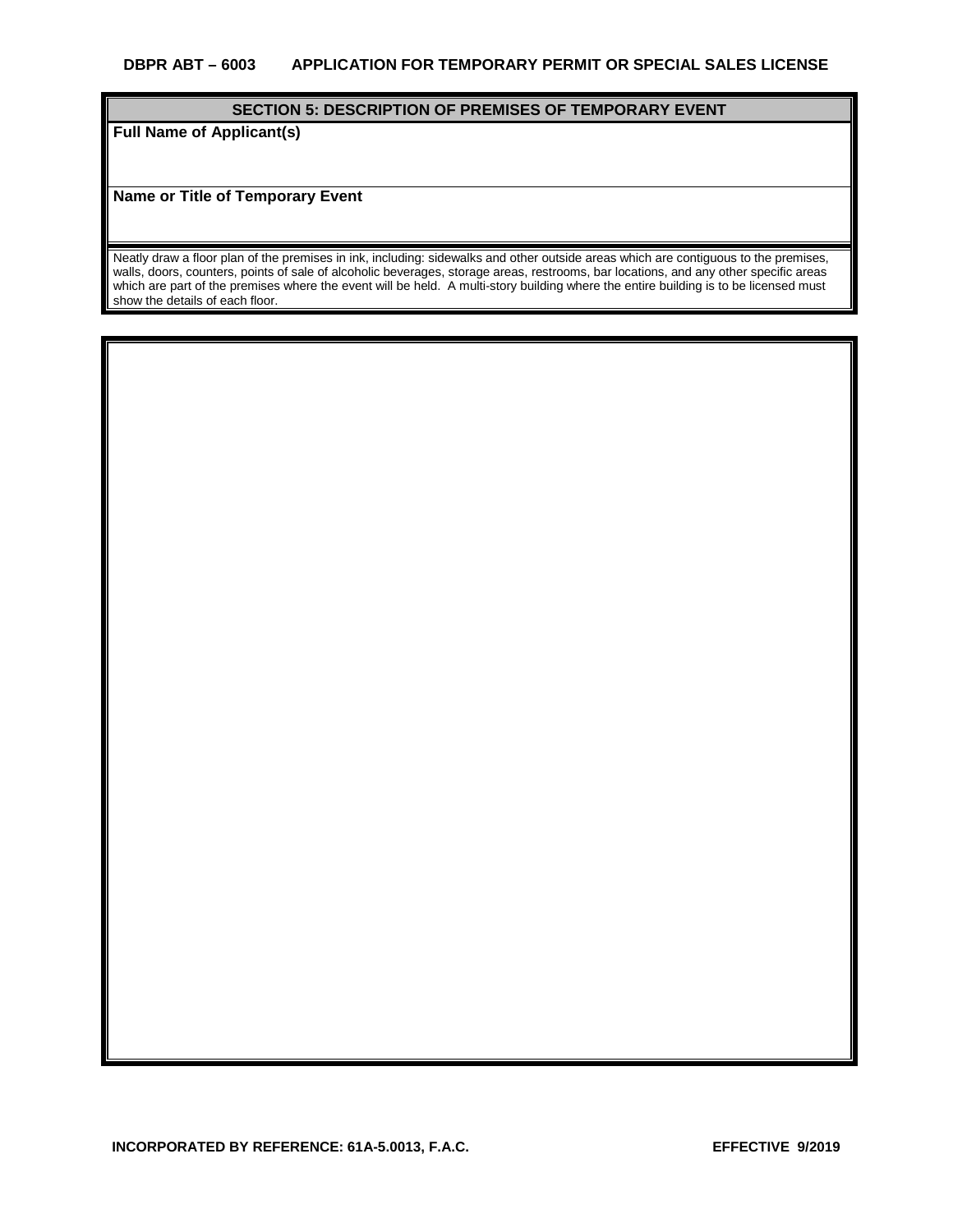**DBPR ABT – 6003 APPLICATION FOR TEMPORARY PERMIT OR SPECIAL SALES LICENSE**

## SECTION 5: DESCRIPTION OF PREMISES OF TEMPORARY EVENT

**Full Name of Applicant(s)**

**Name or Title of Temporary Event**

Neatly draw a floor plan of the premises in ink, including: sidewalks and other outside areas which are contiguous to the premises, walls, doors, counters, points of sale of alcoholic beverages, storage areas, restrooms, bar locations, and any other specific areas which are part of the premises where the event will be held. A multi-story building where the entire building is to be licensed must show the details of each floor.

**INCORPORATED BY REFERENCE: 61A-5.0013, F.A.C.** **EFFECTIVE 9/2019**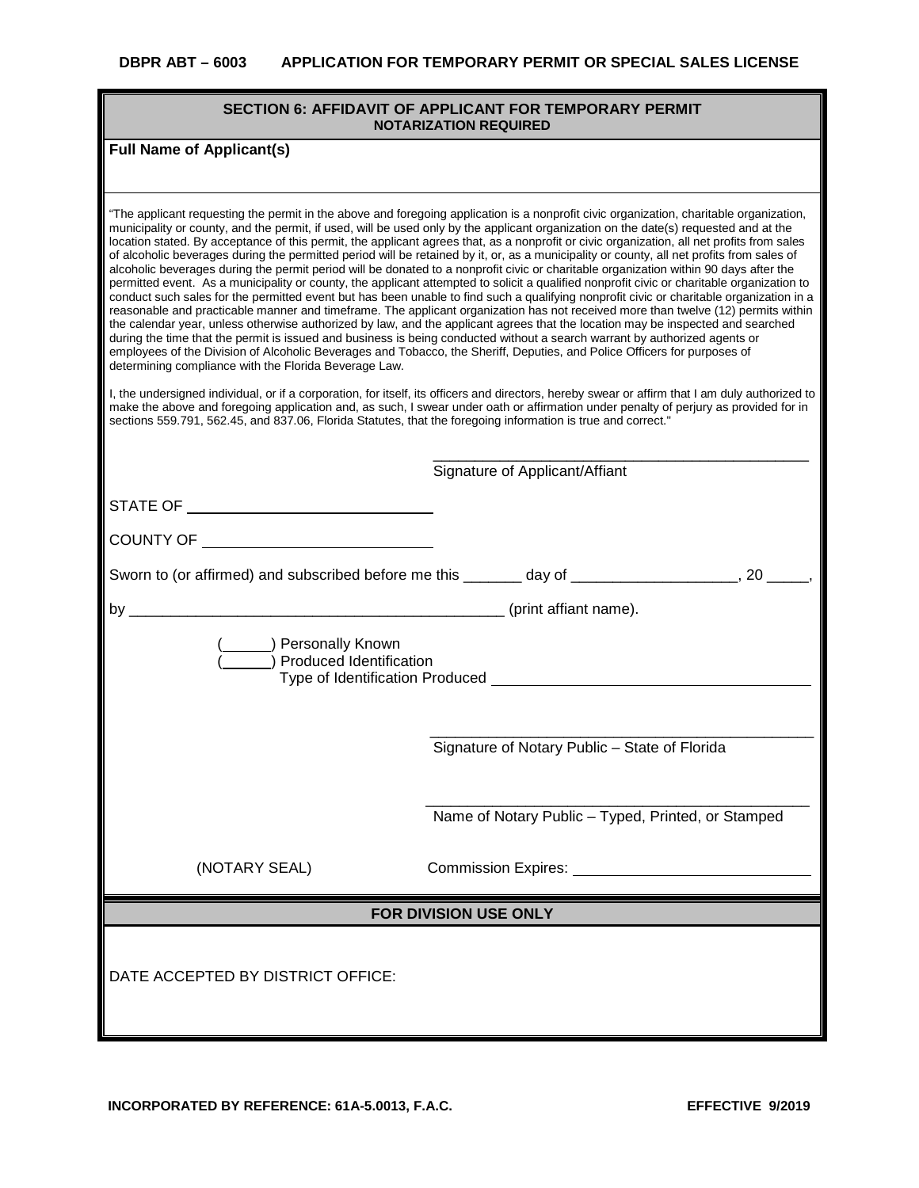**DBPR ABT – 6003 APPLICATION FOR TEMPORARY PERMIT OR SPECIAL SALES LICENSE**

## SECTION 6: AFFIDAVIT OF APPLICANT FOR TEMPORARY PERMIT

**NOTARIZATION REQUIRED**

**Full Name of Applicant(s)**

"The applicant requesting the permit in the above and foregoing application is a nonprofit civic organization, charitable organization, municipality or county, and the permit, if used, will be used only by the applicant organization on the date(s) requested and at the location stated. By acceptance of this permit, the applicant agrees that, as a nonprofit or civic organization, all net profits from sales of alcoholic beverages during the permitted period will be retained by it, or, as a municipality or county, all net profits from sales of alcoholic beverages during the permit period will be donated to a nonprofit civic or charitable organization within 90 days after the permitted event. As a municipality or county, the applicant attempted to solicit a qualified nonprofit civic or charitable organization to conduct such sales for the permitted event but has been unable to find such a qualifying nonprofit civic or charitable organization in a reasonable and practicable manner and timeframe. The applicant organization has not received more than twelve (12) permits within the calendar year, unless otherwise authorized by law, and the applicant agrees that the location may be inspected and searched during the time that the permit is issued and business is being conducted without a search warrant by authorized agents or employees of the Division of Alcoholic Beverages and Tobacco, the Sheriff, Deputies, and Police Officers for purposes of determining compliance with the Florida Beverage Law.

I, the undersigned individual, or if a corporation, for itself, its officers and directors, hereby swear or affirm that I am duly authorized to make the above and foregoing application and, as such, I swear under oath or affirmation under penalty of perjury as provided for in sections 559.791, 562.45, and 837.06, Florida Statutes, that the foregoing information is true and correct."

______________________________________________
Signature of Applicant/Affiant

STATE OF ______________________________

COUNTY OF ____________________________

Sworn to (or affirmed) and subscribed before me this _______ day of ___________________, 20 _____,

by _____________________________________________ (print affiant name).

(______) Personally Known
(______) Produced Identification
Type of Identification Produced ______________________________________

______________________________________________
Signature of Notary Public – State of Florida

______________________________________________
Name of Notary Public – Typed, Printed, or Stamped

(NOTARY SEAL) Commission Expires: ____________________________

## FOR DIVISION USE ONLY

DATE ACCEPTED BY DISTRICT OFFICE:

**INCORPORATED BY REFERENCE: 61A-5.0013, F.A.C.** **EFFECTIVE 9/2019**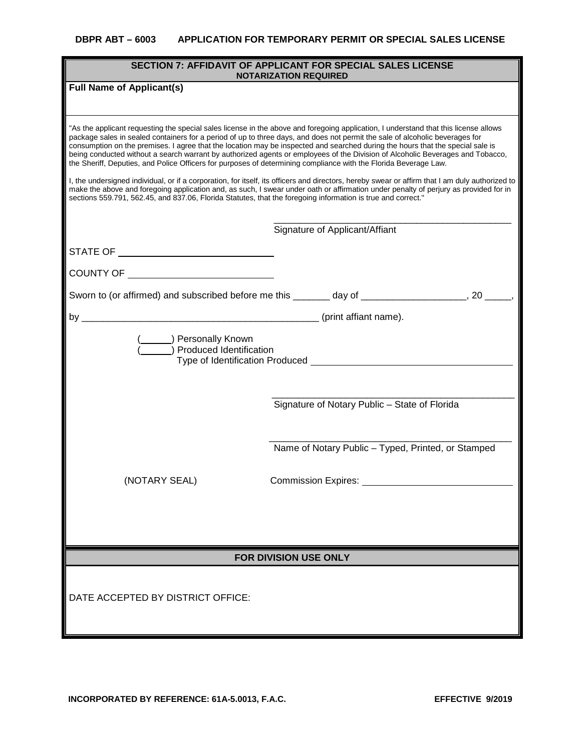## SECTION 7: AFFIDAVIT OF APPLICANT FOR SPECIAL SALES LICENSE

**NOTARIZATION REQUIRED**

**Full Name of Applicant(s)**

"As the applicant requesting the special sales license in the above and foregoing application, I understand that this license allows package sales in sealed containers for a period of up to three days, and does not permit the sale of alcoholic beverages for consumption on the premises. I agree that the location may be inspected and searched during the hours that the special sale is being conducted without a search warrant by authorized agents or employees of the Division of Alcoholic Beverages and Tobacco, the Sheriff, Deputies, and Police Officers for purposes of determining compliance with the Florida Beverage Law.

I, the undersigned individual, or if a corporation, for itself, its officers and directors, hereby swear or affirm that I am duly authorized to make the above and foregoing application and, as such, I swear under oath or affirmation under penalty of perjury as provided for in sections 559.791, 562.45, and 837.06, Florida Statutes, that the foregoing information is true and correct."

_______________________________________________
Signature of Applicant/Affiant

STATE OF ______________________________

COUNTY OF ____________________________

Sworn to (or affirmed) and subscribed before me this _______ day of ___________________, 20 _____,

by _______________________________________________ (print affiant name).

(______) Personally Known
(______) Produced Identification
Type of Identification Produced ______________________________________

_______________________________________________
Signature of Notary Public – State of Florida

_______________________________________________
Name of Notary Public – Typed, Printed, or Stamped

(NOTARY SEAL)

Commission Expires: ____________________________

## FOR DIVISION USE ONLY

DATE ACCEPTED BY DISTRICT OFFICE:

INCORPORATED BY REFERENCE: 61A-5.0013, F.A.C. EFFECTIVE 9/2019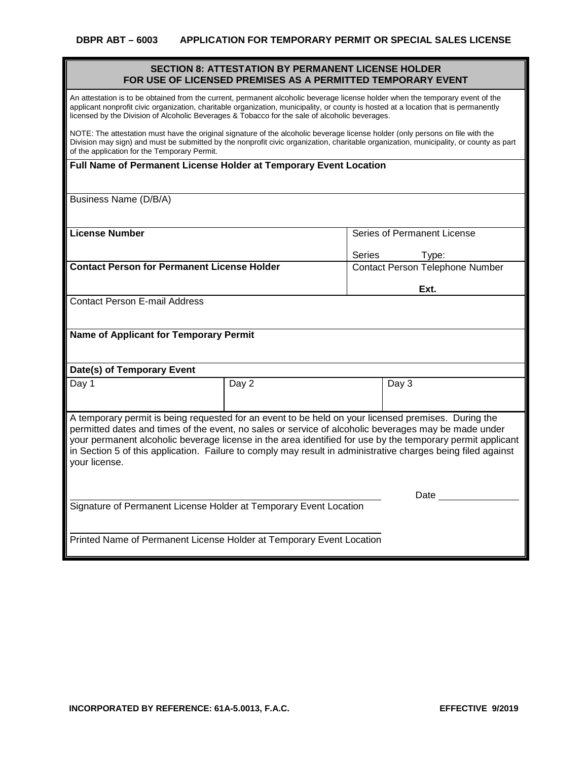**DBPR ABT – 6003 APPLICATION FOR TEMPORARY PERMIT OR SPECIAL SALES LICENSE**

## SECTION 8: ATTESTATION BY PERMANENT LICENSE HOLDER FOR USE OF LICENSED PREMISES AS A PERMITTED TEMPORARY EVENT

An attestation is to be obtained from the current, permanent alcoholic beverage license holder when the temporary event of the applicant nonprofit civic organization, charitable organization, municipality, or county is hosted at a location that is permanently licensed by the Division of Alcoholic Beverages & Tobacco for the sale of alcoholic beverages.

NOTE: The attestation must have the original signature of the alcoholic beverage license holder (only persons on file with the Division may sign) and must be submitted by the nonprofit civic organization, charitable organization, municipality, or county as part of the application for the Temporary Permit.

**Full Name of Permanent License Holder at Temporary Event Location**

Business Name (D/B/A)

| **License Number** | Series of Permanent License<br>Series Type: |
|---|---|
| **Contact Person for Permanent License Holder** | Contact Person Telephone Number<br>**Ext.** |

Contact Person E-mail Address

**Name of Applicant for Temporary Permit**

**Date(s) of Temporary Event**

| Day 1 | Day 2 | Day 3 |
|---|---|---|
| | | |

A temporary permit is being requested for an event to be held on your licensed premises. During the permitted dates and times of the event, no sales or service of alcoholic beverages may be made under your permanent alcoholic beverage license in the area identified for use by the temporary permit applicant in Section 5 of this application. Failure to comply may result in administrative charges being filed against your license.

______________________________ Date ____________

Signature of Permanent License Holder at Temporary Event Location

______________________________

Printed Name of Permanent License Holder at Temporary Event Location

INCORPORATED BY REFERENCE: 61A-5.0013, F.A.C. EFFECTIVE 9/2019